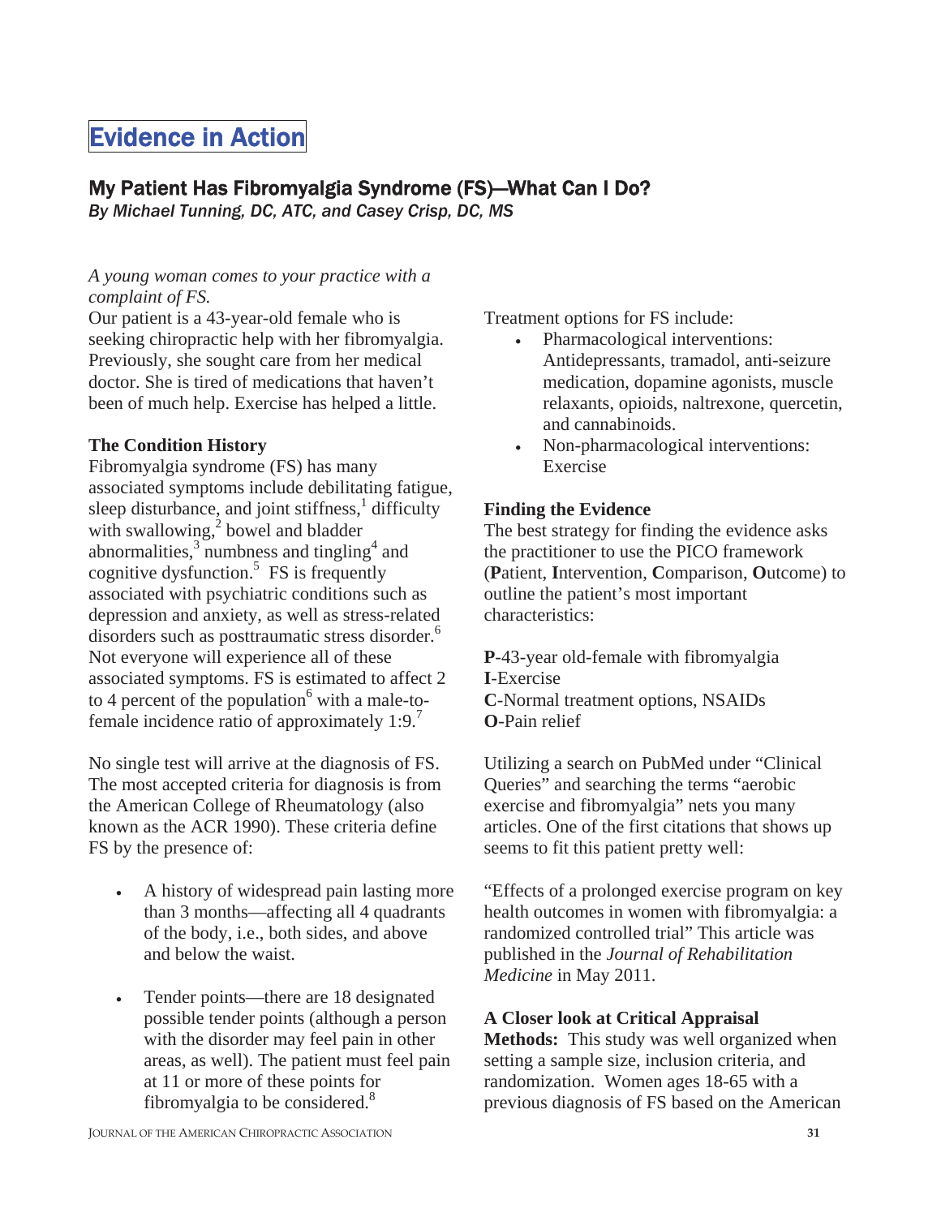# Evidence in Action

## My Patient Has Fibromyalgia Syndrome (FS)—What Can I Do?

*By Michael Tunning, DC, ATC, and Casey Crisp, DC, MS*

*A young woman comes to your practice with a complaint of FS.*

Our patient is a 43-year-old female who is seeking chiropractic help with her fibromyalgia. Previously, she sought care from her medical doctor. She is tired of medications that haven't been of much help. Exercise has helped a little.

**The Condition History**

Fibromyalgia syndrome (FS) has many associated symptoms include debilitating fatigue, sleep disturbance, and joint stiffness,[1] difficulty with swallowing,[2] bowel and bladder abnormalities,[3] numbness and tingling[4] and cognitive dysfunction.[5] FS is frequently associated with psychiatric conditions such as depression and anxiety, as well as stress-related disorders such as posttraumatic stress disorder.[6] Not everyone will experience all of these associated symptoms. FS is estimated to affect 2 to 4 percent of the population[6] with a male-to-female incidence ratio of approximately 1:9.[7]

No single test will arrive at the diagnosis of FS. The most accepted criteria for diagnosis is from the American College of Rheumatology (also known as the ACR 1990). These criteria define FS by the presence of:

- A history of widespread pain lasting more than 3 months—affecting all 4 quadrants of the body, i.e., both sides, and above and below the waist.
- Tender points—there are 18 designated possible tender points (although a person with the disorder may feel pain in other areas, as well). The patient must feel pain at 11 or more of these points for fibromyalgia to be considered.[8]

Treatment options for FS include:

- Pharmacological interventions: Antidepressants, tramadol, anti-seizure medication, dopamine agonists, muscle relaxants, opioids, naltrexone, quercetin, and cannabinoids.
- Non-pharmacological interventions: Exercise

**Finding the Evidence**

The best strategy for finding the evidence asks the practitioner to use the PICO framework (**P**atient, **I**ntervention, **C**omparison, **O**utcome) to outline the patient's most important characteristics:

**P**-43-year old-female with fibromyalgia
**I**-Exercise
**C**-Normal treatment options, NSAIDs
**O**-Pain relief

Utilizing a search on PubMed under "Clinical Queries" and searching the terms "aerobic exercise and fibromyalgia" nets you many articles. One of the first citations that shows up seems to fit this patient pretty well:

"Effects of a prolonged exercise program on key health outcomes in women with fibromyalgia: a randomized controlled trial" This article was published in the *Journal of Rehabilitation Medicine* in May 2011.

**A Closer look at Critical Appraisal**

**Methods:** This study was well organized when setting a sample size, inclusion criteria, and randomization. Women ages 18-65 with a previous diagnosis of FS based on the American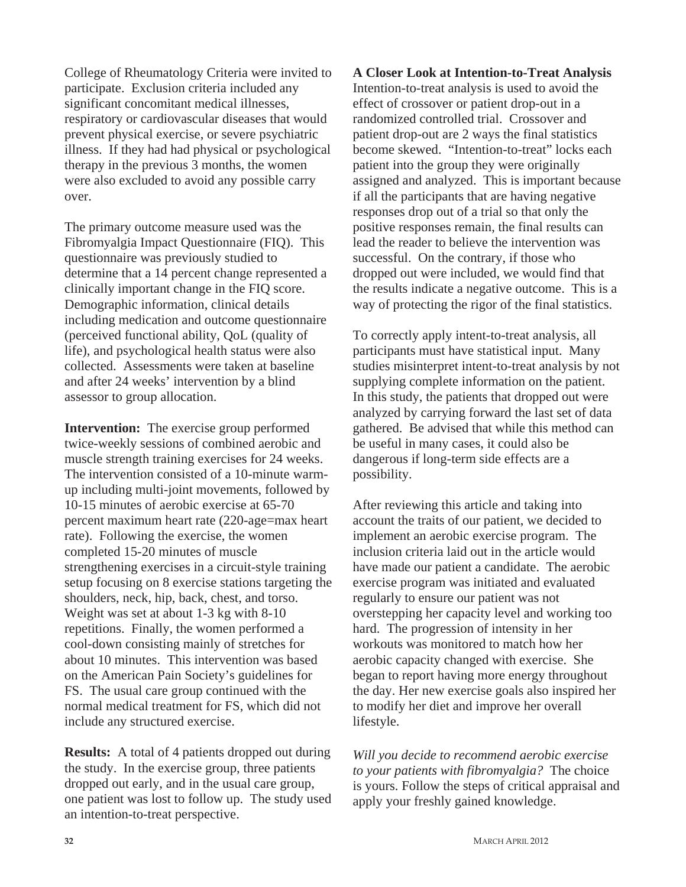College of Rheumatology Criteria were invited to participate. Exclusion criteria included any significant concomitant medical illnesses, respiratory or cardiovascular diseases that would prevent physical exercise, or severe psychiatric illness. If they had had physical or psychological therapy in the previous 3 months, the women were also excluded to avoid any possible carry over.

The primary outcome measure used was the Fibromyalgia Impact Questionnaire (FIQ). This questionnaire was previously studied to determine that a 14 percent change represented a clinically important change in the FIQ score. Demographic information, clinical details including medication and outcome questionnaire (perceived functional ability, QoL (quality of life), and psychological health status were also collected. Assessments were taken at baseline and after 24 weeks' intervention by a blind assessor to group allocation.

**Intervention:** The exercise group performed twice-weekly sessions of combined aerobic and muscle strength training exercises for 24 weeks. The intervention consisted of a 10-minute warm-up including multi-joint movements, followed by 10-15 minutes of aerobic exercise at 65-70 percent maximum heart rate (220-age=max heart rate). Following the exercise, the women completed 15-20 minutes of muscle strengthening exercises in a circuit-style training setup focusing on 8 exercise stations targeting the shoulders, neck, hip, back, chest, and torso. Weight was set at about 1-3 kg with 8-10 repetitions. Finally, the women performed a cool-down consisting mainly of stretches for about 10 minutes. This intervention was based on the American Pain Society's guidelines for FS. The usual care group continued with the normal medical treatment for FS, which did not include any structured exercise.

**Results:** A total of 4 patients dropped out during the study. In the exercise group, three patients dropped out early, and in the usual care group, one patient was lost to follow up. The study used an intention-to-treat perspective.

**A Closer Look at Intention-to-Treat Analysis**

Intention-to-treat analysis is used to avoid the effect of crossover or patient drop-out in a randomized controlled trial. Crossover and patient drop-out are 2 ways the final statistics become skewed. "Intention-to-treat" locks each patient into the group they were originally assigned and analyzed. This is important because if all the participants that are having negative responses drop out of a trial so that only the positive responses remain, the final results can lead the reader to believe the intervention was successful. On the contrary, if those who dropped out were included, we would find that the results indicate a negative outcome. This is a way of protecting the rigor of the final statistics.

To correctly apply intent-to-treat analysis, all participants must have statistical input. Many studies misinterpret intent-to-treat analysis by not supplying complete information on the patient. In this study, the patients that dropped out were analyzed by carrying forward the last set of data gathered. Be advised that while this method can be useful in many cases, it could also be dangerous if long-term side effects are a possibility.

After reviewing this article and taking into account the traits of our patient, we decided to implement an aerobic exercise program. The inclusion criteria laid out in the article would have made our patient a candidate. The aerobic exercise program was initiated and evaluated regularly to ensure our patient was not overstepping her capacity level and working too hard. The progression of intensity in her workouts was monitored to match how her aerobic capacity changed with exercise. She began to report having more energy throughout the day. Her new exercise goals also inspired her to modify her diet and improve her overall lifestyle.

*Will you decide to recommend aerobic exercise to your patients with fibromyalgia?* The choice is yours. Follow the steps of critical appraisal and apply your freshly gained knowledge.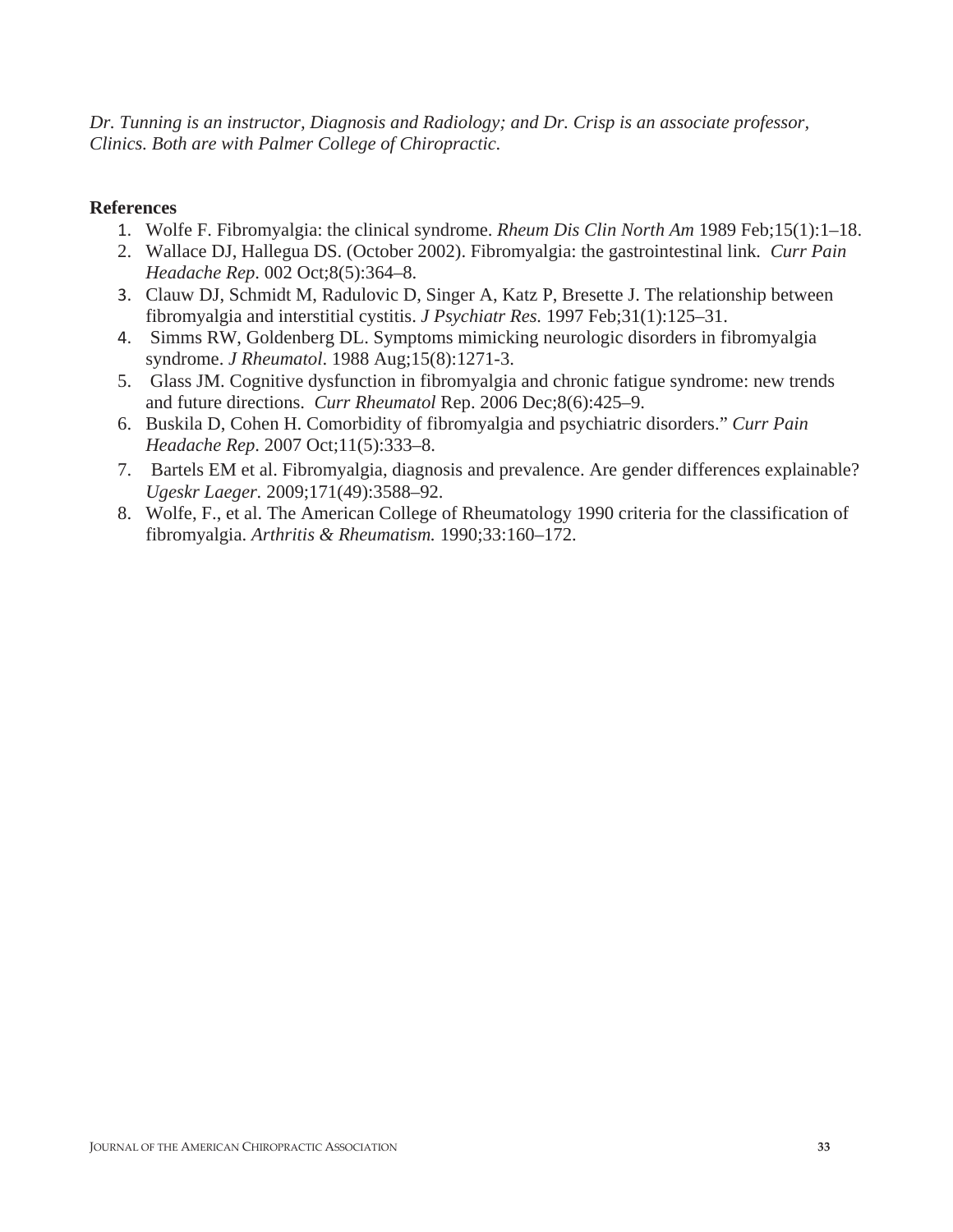*Dr. Tunning is an instructor, Diagnosis and Radiology; and Dr. Crisp is an associate professor, Clinics. Both are with Palmer College of Chiropractic.*

**References**

1. Wolfe F. Fibromyalgia: the clinical syndrome. *Rheum Dis Clin North Am* 1989 Feb;15(1):1–18.
2. Wallace DJ, Hallegua DS. (October 2002). Fibromyalgia: the gastrointestinal link. *Curr Pain Headache Rep*. 002 Oct;8(5):364–8.
3. Clauw DJ, Schmidt M, Radulovic D, Singer A, Katz P, Bresette J. The relationship between fibromyalgia and interstitial cystitis. *J Psychiatr Res.* 1997 Feb;31(1):125–31.
4. Simms RW, Goldenberg DL. Symptoms mimicking neurologic disorders in fibromyalgia syndrome. *J Rheumatol*. 1988 Aug;15(8):1271-3.
5. Glass JM. Cognitive dysfunction in fibromyalgia and chronic fatigue syndrome: new trends and future directions. *Curr Rheumatol* Rep. 2006 Dec;8(6):425–9.
6. Buskila D, Cohen H. Comorbidity of fibromyalgia and psychiatric disorders." *Curr Pain Headache Rep*. 2007 Oct;11(5):333–8.
7. Bartels EM et al. Fibromyalgia, diagnosis and prevalence. Are gender differences explainable? *Ugeskr Laeger.* 2009;171(49):3588–92.
8. Wolfe, F., et al. The American College of Rheumatology 1990 criteria for the classification of fibromyalgia. *Arthritis & Rheumatism.* 1990;33:160–172.